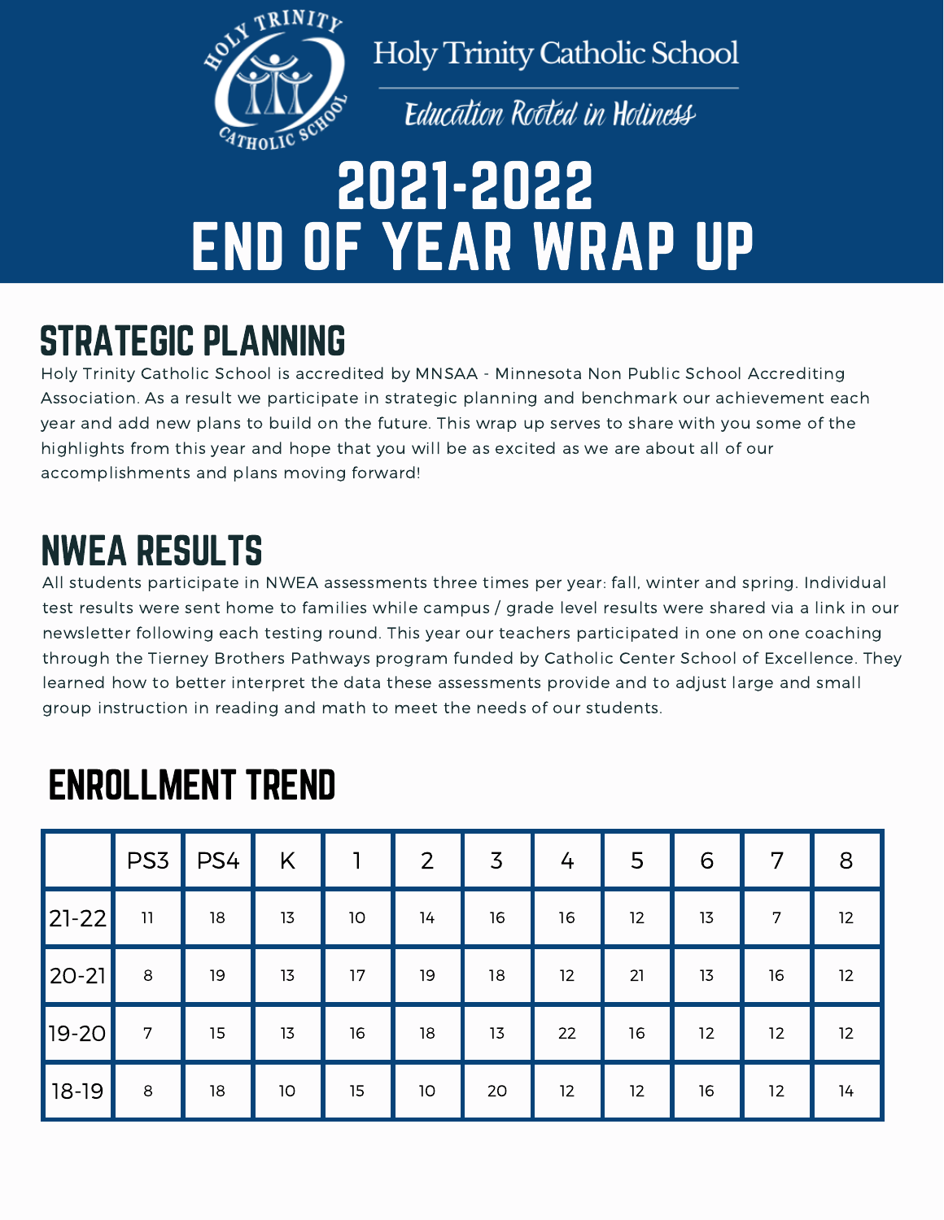Holy Trinity Catholic School

*Education Rooted in Holiness*

# 2021-2022 END OF YEAR WRAP UP

## STRATEGIC PLANNING

Holy Trinity Catholic School is accredited by MNSAA - Minnesota Non Public School Accrediting Association. As a result we participate in strategic planning and benchmark our achievement each year and add new plans to build on the future. This wrap up serves to share with you some of the highlights from this year and hope that you will be as excited as we are about all of our accomplishments and plans moving forward!

## NWEA RESULTS

All students participate in NWEA assessments three times per year: fall, winter and spring. Individual test results were sent home to families while campus / grade level results were shared via a link in our newsletter following each testing round. This year our teachers participated in one on one coaching through the Tierney Brothers Pathways program funded by Catholic Center School of Excellence. They learned how to better interpret the data these assessments provide and to adjust large and small group instruction in reading and math to meet the needs of our students.

## ENROLLMENT TREND

| | PS3 | PS4 | K | 1 | 2 | 3 | 4 | 5 | 6 | 7 | 8 |
|---|---|---|---|---|---|---|---|---|---|---|---|
| 21-22 | 11 | 18 | 13 | 10 | 14 | 16 | 16 | 12 | 13 | 7 | 12 |
| 20-21 | 8 | 19 | 13 | 17 | 19 | 18 | 12 | 21 | 13 | 16 | 12 |
| 19-20 | 7 | 15 | 13 | 16 | 18 | 13 | 22 | 16 | 12 | 12 | 12 |
| 18-19 | 8 | 18 | 10 | 15 | 10 | 20 | 12 | 12 | 16 | 12 | 14 |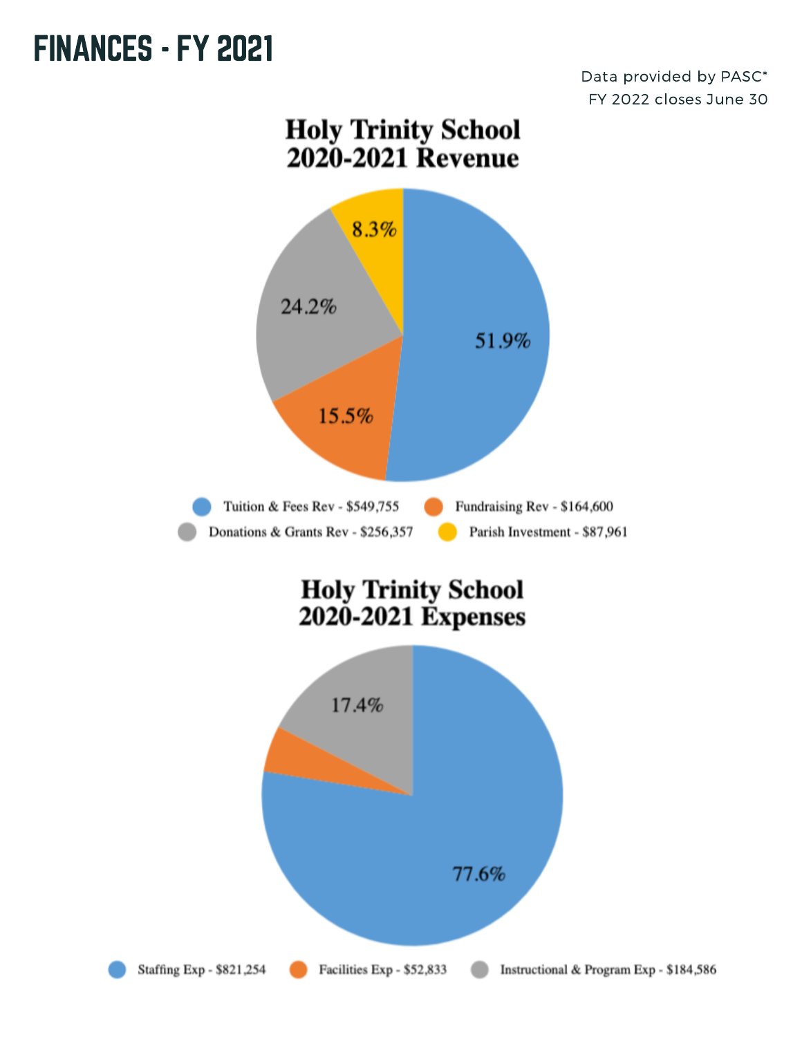# FINANCES - FY 2021

Data provided by PASC*
FY 2022 closes June 30

## Holy Trinity School 2020-2021 Revenue

51.9%
15.5%
24.2%
8.3%

- Tuition & Fees Rev - $549,755
- Fundraising Rev - $164,600
- Donations & Grants Rev - $256,357
- Parish Investment - $87,961

## Holy Trinity School 2020-2021 Expenses

77.6%
17.4%

- Staffing Exp - $821,254
- Facilities Exp - $52,833
- Instructional & Program Exp - $184,586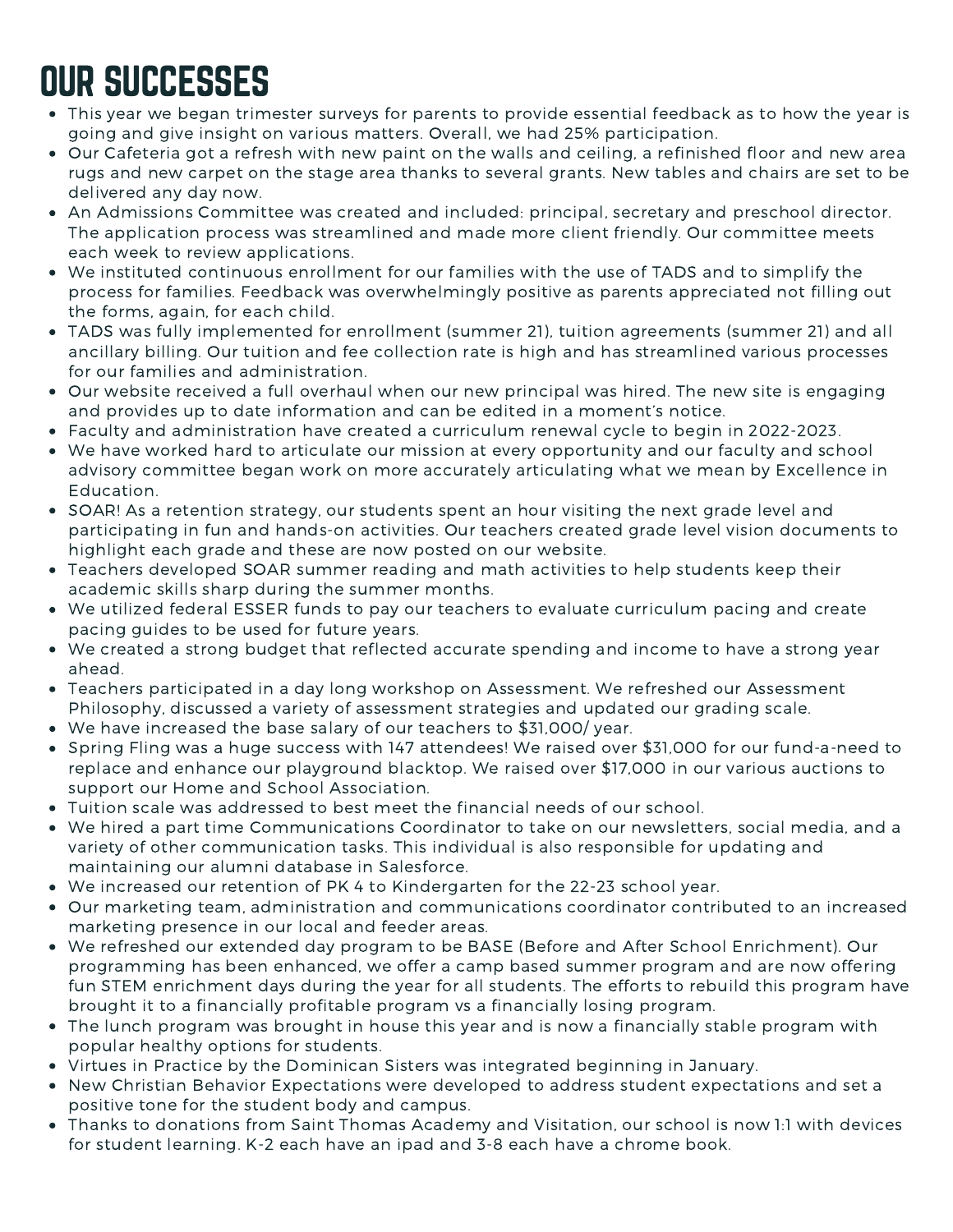# OUR SUCCESSES

- This year we began trimester surveys for parents to provide essential feedback as to how the year is going and give insight on various matters. Overall, we had 25% participation.
- Our Cafeteria got a refresh with new paint on the walls and ceiling, a refinished floor and new area rugs and new carpet on the stage area thanks to several grants. New tables and chairs are set to be delivered any day now.
- An Admissions Committee was created and included: principal, secretary and preschool director. The application process was streamlined and made more client friendly. Our committee meets each week to review applications.
- We instituted continuous enrollment for our families with the use of TADS and to simplify the process for families. Feedback was overwhelmingly positive as parents appreciated not filling out the forms, again, for each child.
- TADS was fully implemented for enrollment (summer 21), tuition agreements (summer 21) and all ancillary billing. Our tuition and fee collection rate is high and has streamlined various processes for our families and administration.
- Our website received a full overhaul when our new principal was hired. The new site is engaging and provides up to date information and can be edited in a moment's notice.
- Faculty and administration have created a curriculum renewal cycle to begin in 2022-2023.
- We have worked hard to articulate our mission at every opportunity and our faculty and school advisory committee began work on more accurately articulating what we mean by Excellence in Education.
- SOAR! As a retention strategy, our students spent an hour visiting the next grade level and participating in fun and hands-on activities. Our teachers created grade level vision documents to highlight each grade and these are now posted on our website.
- Teachers developed SOAR summer reading and math activities to help students keep their academic skills sharp during the summer months.
- We utilized federal ESSER funds to pay our teachers to evaluate curriculum pacing and create pacing guides to be used for future years.
- We created a strong budget that reflected accurate spending and income to have a strong year ahead.
- Teachers participated in a day long workshop on Assessment. We refreshed our Assessment Philosophy, discussed a variety of assessment strategies and updated our grading scale.
- We have increased the base salary of our teachers to $31,000/ year.
- Spring Fling was a huge success with 147 attendees! We raised over $31,000 for our fund-a-need to replace and enhance our playground blacktop. We raised over $17,000 in our various auctions to support our Home and School Association.
- Tuition scale was addressed to best meet the financial needs of our school.
- We hired a part time Communications Coordinator to take on our newsletters, social media, and a variety of other communication tasks. This individual is also responsible for updating and maintaining our alumni database in Salesforce.
- We increased our retention of PK 4 to Kindergarten for the 22-23 school year.
- Our marketing team, administration and communications coordinator contributed to an increased marketing presence in our local and feeder areas.
- We refreshed our extended day program to be BASE (Before and After School Enrichment). Our programming has been enhanced, we offer a camp based summer program and are now offering fun STEM enrichment days during the year for all students. The efforts to rebuild this program have brought it to a financially profitable program vs a financially losing program.
- The lunch program was brought in house this year and is now a financially stable program with popular healthy options for students.
- Virtues in Practice by the Dominican Sisters was integrated beginning in January.
- New Christian Behavior Expectations were developed to address student expectations and set a positive tone for the student body and campus.
- Thanks to donations from Saint Thomas Academy and Visitation, our school is now 1:1 with devices for student learning. K-2 each have an ipad and 3-8 each have a chrome book.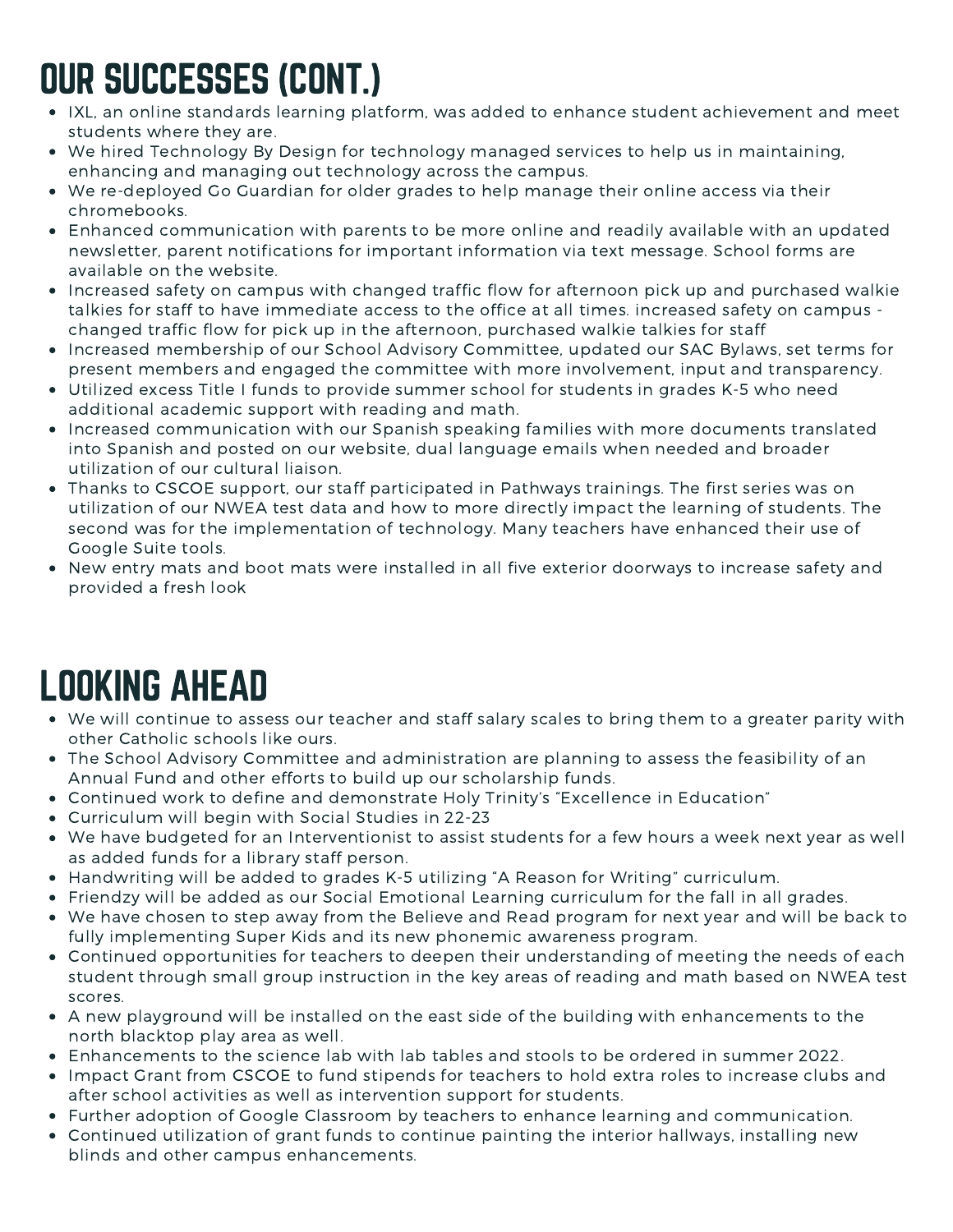# OUR SUCCESSES (CONT.)

- IXL, an online standards learning platform, was added to enhance student achievement and meet students where they are.
- We hired Technology By Design for technology managed services to help us in maintaining, enhancing and managing out technology across the campus.
- We re-deployed Go Guardian for older grades to help manage their online access via their chromebooks.
- Enhanced communication with parents to be more online and readily available with an updated newsletter, parent notifications for important information via text message. School forms are available on the website.
- Increased safety on campus with changed traffic flow for afternoon pick up and purchased walkie talkies for staff to have immediate access to the office at all times. increased safety on campus - changed traffic flow for pick up in the afternoon, purchased walkie talkies for staff
- Increased membership of our School Advisory Committee, updated our SAC Bylaws, set terms for present members and engaged the committee with more involvement, input and transparency.
- Utilized excess Title I funds to provide summer school for students in grades K-5 who need additional academic support with reading and math.
- Increased communication with our Spanish speaking families with more documents translated into Spanish and posted on our website, dual language emails when needed and broader utilization of our cultural liaison.
- Thanks to CSCOE support, our staff participated in Pathways trainings. The first series was on utilization of our NWEA test data and how to more directly impact the learning of students. The second was for the implementation of technology. Many teachers have enhanced their use of Google Suite tools.
- New entry mats and boot mats were installed in all five exterior doorways to increase safety and provided a fresh look

# LOOKING AHEAD

- We will continue to assess our teacher and staff salary scales to bring them to a greater parity with other Catholic schools like ours.
- The School Advisory Committee and administration are planning to assess the feasibility of an Annual Fund and other efforts to build up our scholarship funds.
- Continued work to define and demonstrate Holy Trinity's "Excellence in Education"
- Curriculum will begin with Social Studies in 22-23
- We have budgeted for an Interventionist to assist students for a few hours a week next year as well as added funds for a library staff person.
- Handwriting will be added to grades K-5 utilizing "A Reason for Writing" curriculum.
- Friendzy will be added as our Social Emotional Learning curriculum for the fall in all grades.
- We have chosen to step away from the Believe and Read program for next year and will be back to fully implementing Super Kids and its new phonemic awareness program.
- Continued opportunities for teachers to deepen their understanding of meeting the needs of each student through small group instruction in the key areas of reading and math based on NWEA test scores.
- A new playground will be installed on the east side of the building with enhancements to the north blacktop play area as well.
- Enhancements to the science lab with lab tables and stools to be ordered in summer 2022.
- Impact Grant from CSCOE to fund stipends for teachers to hold extra roles to increase clubs and after school activities as well as intervention support for students.
- Further adoption of Google Classroom by teachers to enhance learning and communication.
- Continued utilization of grant funds to continue painting the interior hallways, installing new blinds and other campus enhancements.